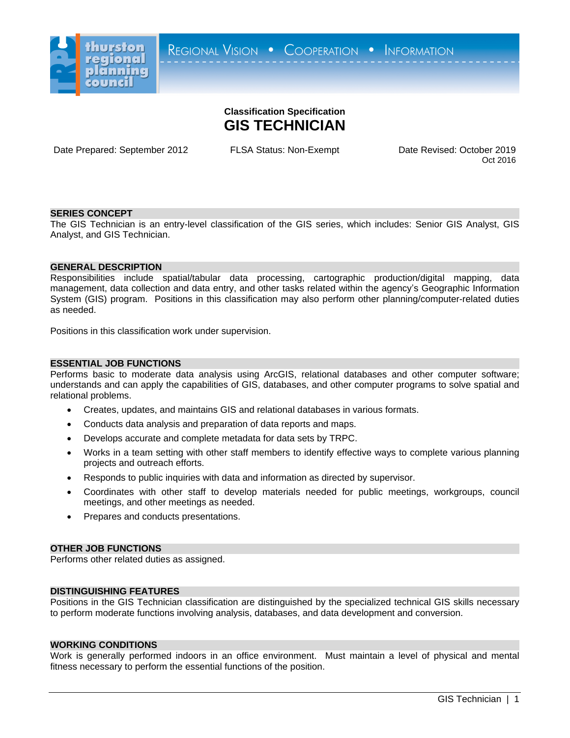thurston regional planning council

REGIONAL VISION • COOPERATION • INFORMATION

**Classification Specification**

# GIS TECHNICIAN

Date Prepared: September 2012 FLSA Status: Non-Exempt Date Revised: October 2019
Oct 2016

## SERIES CONCEPT

The GIS Technician is an entry-level classification of the GIS series, which includes: Senior GIS Analyst, GIS Analyst, and GIS Technician.

## GENERAL DESCRIPTION

Responsibilities include spatial/tabular data processing, cartographic production/digital mapping, data management, data collection and data entry, and other tasks related within the agency's Geographic Information System (GIS) program. Positions in this classification may also perform other planning/computer-related duties as needed.

Positions in this classification work under supervision.

## ESSENTIAL JOB FUNCTIONS

Performs basic to moderate data analysis using ArcGIS, relational databases and other computer software; understands and can apply the capabilities of GIS, databases, and other computer programs to solve spatial and relational problems.

- Creates, updates, and maintains GIS and relational databases in various formats.
- Conducts data analysis and preparation of data reports and maps.
- Develops accurate and complete metadata for data sets by TRPC.
- Works in a team setting with other staff members to identify effective ways to complete various planning projects and outreach efforts.
- Responds to public inquiries with data and information as directed by supervisor.
- Coordinates with other staff to develop materials needed for public meetings, workgroups, council meetings, and other meetings as needed.
- Prepares and conducts presentations.

## OTHER JOB FUNCTIONS

Performs other related duties as assigned.

## DISTINGUISHING FEATURES

Positions in the GIS Technician classification are distinguished by the specialized technical GIS skills necessary to perform moderate functions involving analysis, databases, and data development and conversion.

## WORKING CONDITIONS

Work is generally performed indoors in an office environment. Must maintain a level of physical and mental fitness necessary to perform the essential functions of the position.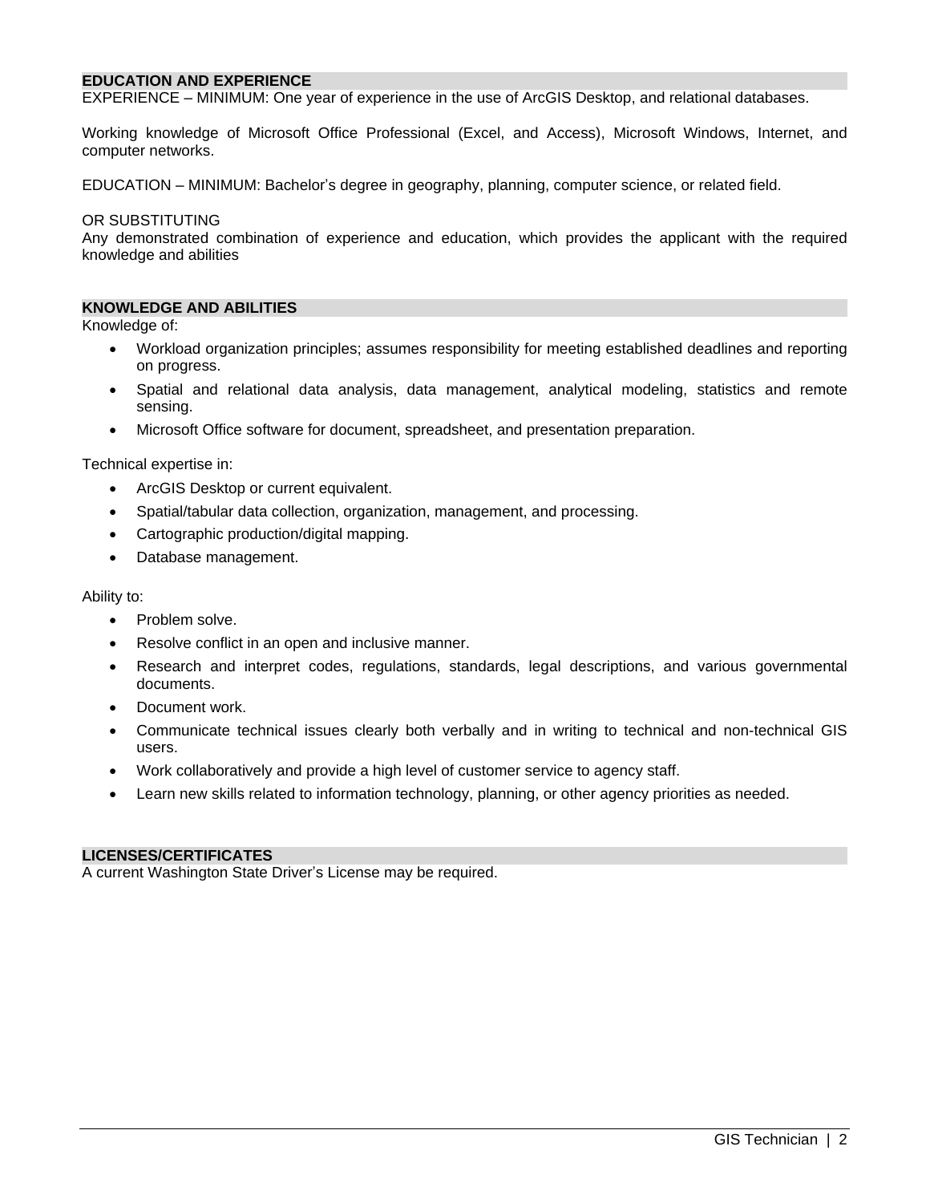## EDUCATION AND EXPERIENCE

EXPERIENCE – MINIMUM: One year of experience in the use of ArcGIS Desktop, and relational databases.

Working knowledge of Microsoft Office Professional (Excel, and Access), Microsoft Windows, Internet, and computer networks.

EDUCATION – MINIMUM: Bachelor's degree in geography, planning, computer science, or related field.

OR SUBSTITUTING
Any demonstrated combination of experience and education, which provides the applicant with the required knowledge and abilities

## KNOWLEDGE AND ABILITIES

Knowledge of:

- Workload organization principles; assumes responsibility for meeting established deadlines and reporting on progress.
- Spatial and relational data analysis, data management, analytical modeling, statistics and remote sensing.
- Microsoft Office software for document, spreadsheet, and presentation preparation.

Technical expertise in:

- ArcGIS Desktop or current equivalent.
- Spatial/tabular data collection, organization, management, and processing.
- Cartographic production/digital mapping.
- Database management.

Ability to:

- Problem solve.
- Resolve conflict in an open and inclusive manner.
- Research and interpret codes, regulations, standards, legal descriptions, and various governmental documents.
- Document work.
- Communicate technical issues clearly both verbally and in writing to technical and non-technical GIS users.
- Work collaboratively and provide a high level of customer service to agency staff.
- Learn new skills related to information technology, planning, or other agency priorities as needed.

## LICENSES/CERTIFICATES

A current Washington State Driver's License may be required.